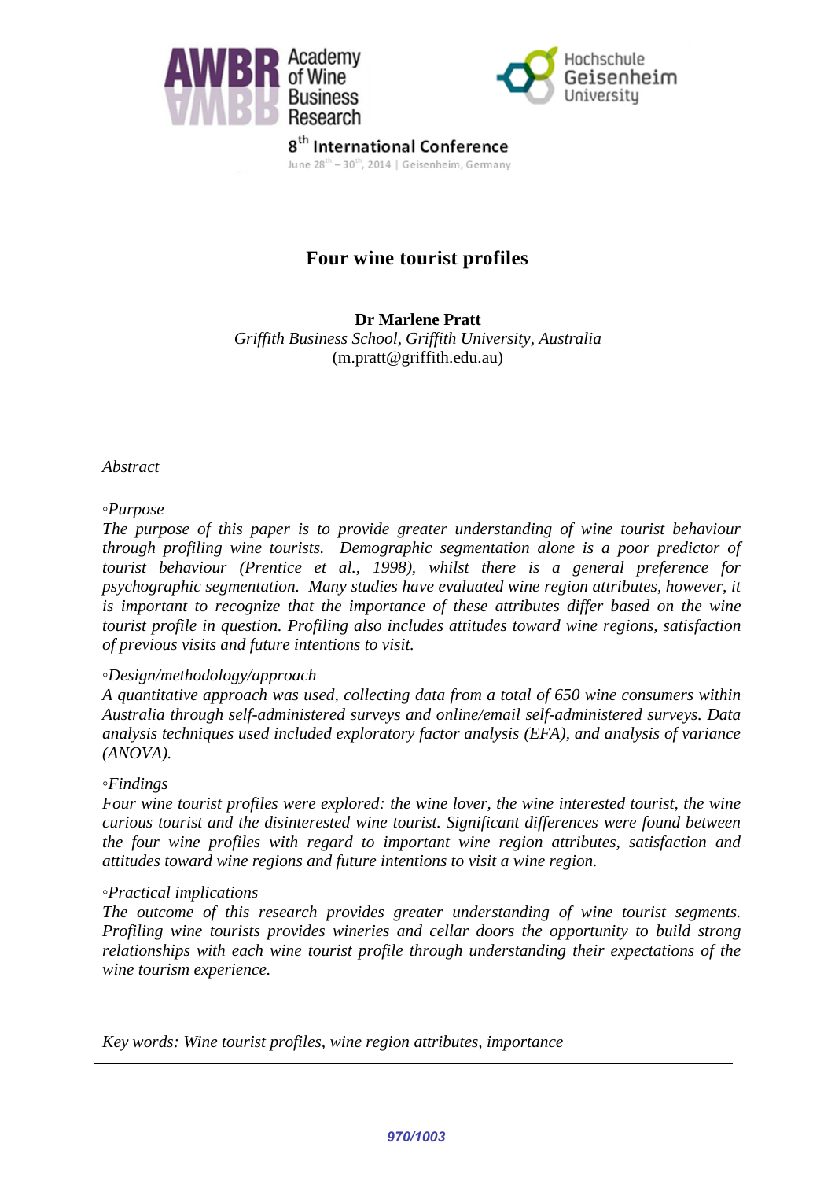Academy of Wine Business Research

Hochschule Geisenheim University

8th International Conference

June 28th – 30th, 2014 | Geisenheim, Germany

# Four wine tourist profiles

**Dr Marlene Pratt**

*Griffith Business School, Griffith University, Australia*

(m.pratt@griffith.edu.au)

---

*Abstract*

◦*Purpose*

*The purpose of this paper is to provide greater understanding of wine tourist behaviour through profiling wine tourists. Demographic segmentation alone is a poor predictor of tourist behaviour (Prentice et al., 1998), whilst there is a general preference for psychographic segmentation. Many studies have evaluated wine region attributes, however, it is important to recognize that the importance of these attributes differ based on the wine tourist profile in question. Profiling also includes attitudes toward wine regions, satisfaction of previous visits and future intentions to visit.*

◦*Design/methodology/approach*

*A quantitative approach was used, collecting data from a total of 650 wine consumers within Australia through self-administered surveys and online/email self-administered surveys. Data analysis techniques used included exploratory factor analysis (EFA), and analysis of variance (ANOVA).*

◦*Findings*

*Four wine tourist profiles were explored: the wine lover, the wine interested tourist, the wine curious tourist and the disinterested wine tourist. Significant differences were found between the four wine profiles with regard to important wine region attributes, satisfaction and attitudes toward wine regions and future intentions to visit a wine region.*

◦*Practical implications*

*The outcome of this research provides greater understanding of wine tourist segments. Profiling wine tourists provides wineries and cellar doors the opportunity to build strong relationships with each wine tourist profile through understanding their expectations of the wine tourism experience.*

*Key words: Wine tourist profiles, wine region attributes, importance*

---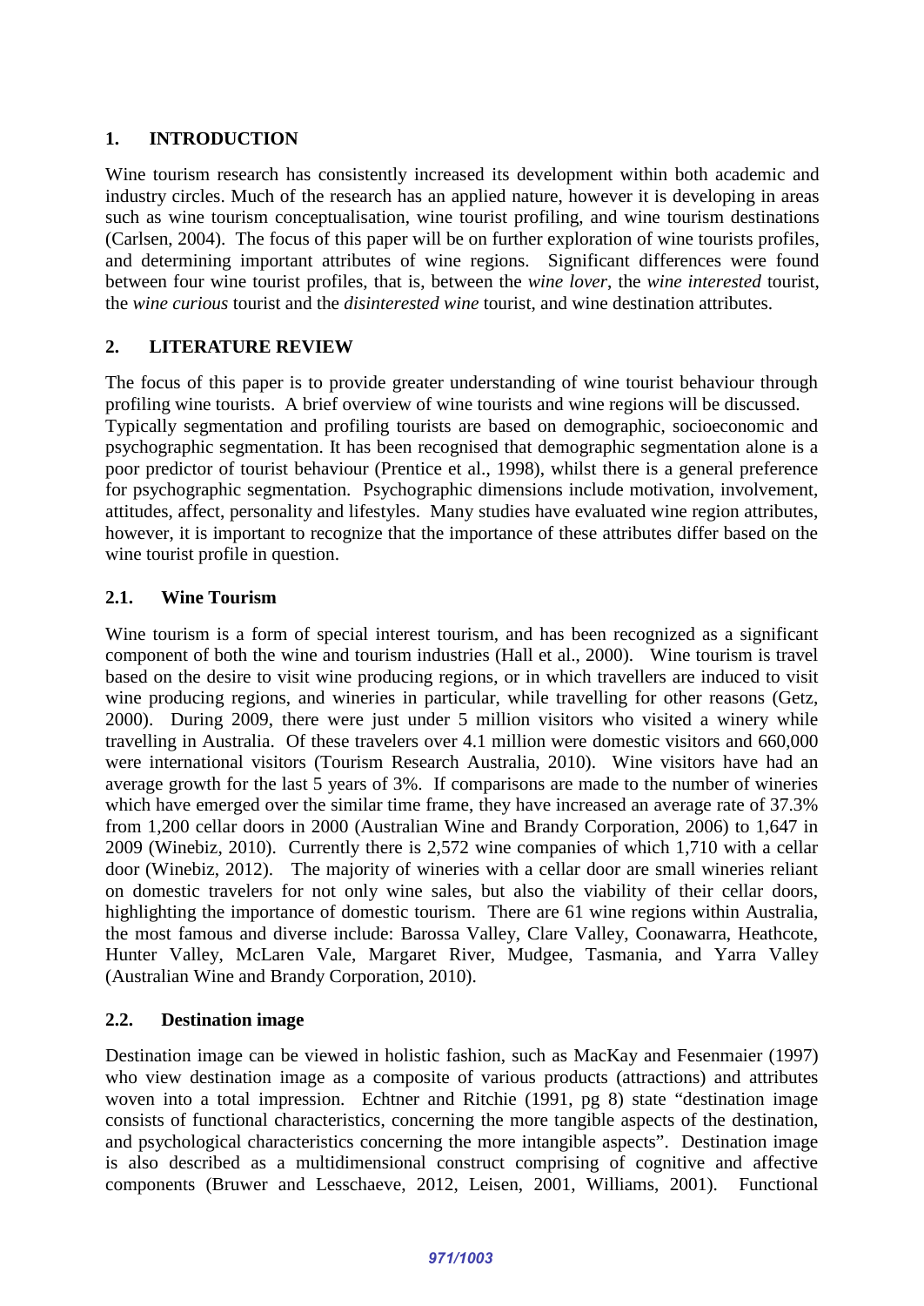## 1. INTRODUCTION

Wine tourism research has consistently increased its development within both academic and industry circles. Much of the research has an applied nature, however it is developing in areas such as wine tourism conceptualisation, wine tourist profiling, and wine tourism destinations (Carlsen, 2004). The focus of this paper will be on further exploration of wine tourists profiles, and determining important attributes of wine regions. Significant differences were found between four wine tourist profiles, that is, between the *wine lover*, the *wine interested* tourist, the *wine curious* tourist and the *disinterested wine* tourist, and wine destination attributes.

## 2. LITERATURE REVIEW

The focus of this paper is to provide greater understanding of wine tourist behaviour through profiling wine tourists. A brief overview of wine tourists and wine regions will be discussed.
Typically segmentation and profiling tourists are based on demographic, socioeconomic and psychographic segmentation. It has been recognised that demographic segmentation alone is a poor predictor of tourist behaviour (Prentice et al., 1998), whilst there is a general preference for psychographic segmentation. Psychographic dimensions include motivation, involvement, attitudes, affect, personality and lifestyles. Many studies have evaluated wine region attributes, however, it is important to recognize that the importance of these attributes differ based on the wine tourist profile in question.

### 2.1. Wine Tourism

Wine tourism is a form of special interest tourism, and has been recognized as a significant component of both the wine and tourism industries (Hall et al., 2000). Wine tourism is travel based on the desire to visit wine producing regions, or in which travellers are induced to visit wine producing regions, and wineries in particular, while travelling for other reasons (Getz, 2000). During 2009, there were just under 5 million visitors who visited a winery while travelling in Australia. Of these travelers over 4.1 million were domestic visitors and 660,000 were international visitors (Tourism Research Australia, 2010). Wine visitors have had an average growth for the last 5 years of 3%. If comparisons are made to the number of wineries which have emerged over the similar time frame, they have increased an average rate of 37.3% from 1,200 cellar doors in 2000 (Australian Wine and Brandy Corporation, 2006) to 1,647 in 2009 (Winebiz, 2010). Currently there is 2,572 wine companies of which 1,710 with a cellar door (Winebiz, 2012). The majority of wineries with a cellar door are small wineries reliant on domestic travelers for not only wine sales, but also the viability of their cellar doors, highlighting the importance of domestic tourism. There are 61 wine regions within Australia, the most famous and diverse include: Barossa Valley, Clare Valley, Coonawarra, Heathcote, Hunter Valley, McLaren Vale, Margaret River, Mudgee, Tasmania, and Yarra Valley (Australian Wine and Brandy Corporation, 2010).

### 2.2. Destination image

Destination image can be viewed in holistic fashion, such as MacKay and Fesenmaier (1997) who view destination image as a composite of various products (attractions) and attributes woven into a total impression. Echtner and Ritchie (1991, pg 8) state "destination image consists of functional characteristics, concerning the more tangible aspects of the destination, and psychological characteristics concerning the more intangible aspects". Destination image is also described as a multidimensional construct comprising of cognitive and affective components (Bruwer and Lesschaeve, 2012, Leisen, 2001, Williams, 2001). Functional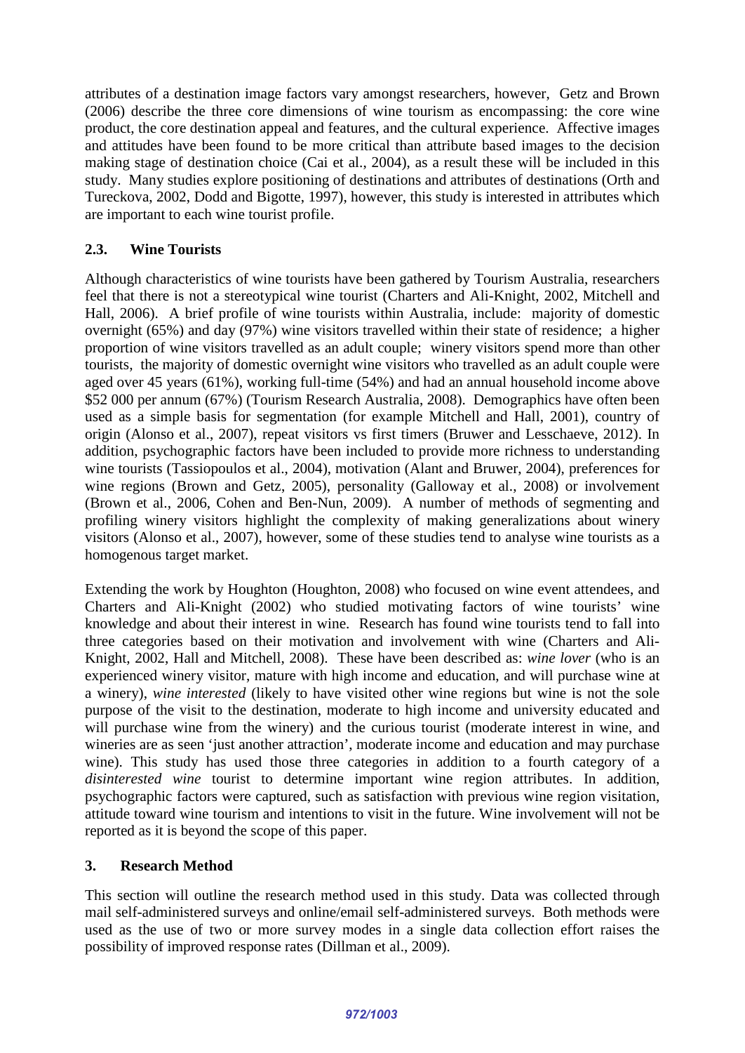attributes of a destination image factors vary amongst researchers, however, Getz and Brown (2006) describe the three core dimensions of wine tourism as encompassing: the core wine product, the core destination appeal and features, and the cultural experience. Affective images and attitudes have been found to be more critical than attribute based images to the decision making stage of destination choice (Cai et al., 2004), as a result these will be included in this study. Many studies explore positioning of destinations and attributes of destinations (Orth and Tureckova, 2002, Dodd and Bigotte, 1997), however, this study is interested in attributes which are important to each wine tourist profile.

### 2.3. Wine Tourists

Although characteristics of wine tourists have been gathered by Tourism Australia, researchers feel that there is not a stereotypical wine tourist (Charters and Ali-Knight, 2002, Mitchell and Hall, 2006). A brief profile of wine tourists within Australia, include: majority of domestic overnight (65%) and day (97%) wine visitors travelled within their state of residence; a higher proportion of wine visitors travelled as an adult couple; winery visitors spend more than other tourists, the majority of domestic overnight wine visitors who travelled as an adult couple were aged over 45 years (61%), working full-time (54%) and had an annual household income above $52 000 per annum (67%) (Tourism Research Australia, 2008). Demographics have often been used as a simple basis for segmentation (for example Mitchell and Hall, 2001), country of origin (Alonso et al., 2007), repeat visitors vs first timers (Bruwer and Lesschaeve, 2012). In addition, psychographic factors have been included to provide more richness to understanding wine tourists (Tassiopoulos et al., 2004), motivation (Alant and Bruwer, 2004), preferences for wine regions (Brown and Getz, 2005), personality (Galloway et al., 2008) or involvement (Brown et al., 2006, Cohen and Ben-Nun, 2009). A number of methods of segmenting and profiling winery visitors highlight the complexity of making generalizations about winery visitors (Alonso et al., 2007), however, some of these studies tend to analyse wine tourists as a homogenous target market.

Extending the work by Houghton (Houghton, 2008) who focused on wine event attendees, and Charters and Ali-Knight (2002) who studied motivating factors of wine tourists' wine knowledge and about their interest in wine. Research has found wine tourists tend to fall into three categories based on their motivation and involvement with wine (Charters and Ali-Knight, 2002, Hall and Mitchell, 2008). These have been described as: *wine lover* (who is an experienced winery visitor, mature with high income and education, and will purchase wine at a winery), *wine interested* (likely to have visited other wine regions but wine is not the sole purpose of the visit to the destination, moderate to high income and university educated and will purchase wine from the winery) and the curious tourist (moderate interest in wine, and wineries are as seen 'just another attraction', moderate income and education and may purchase wine). This study has used those three categories in addition to a fourth category of a *disinterested wine* tourist to determine important wine region attributes. In addition, psychographic factors were captured, such as satisfaction with previous wine region visitation, attitude toward wine tourism and intentions to visit in the future. Wine involvement will not be reported as it is beyond the scope of this paper.

## 3. Research Method

This section will outline the research method used in this study. Data was collected through mail self-administered surveys and online/email self-administered surveys. Both methods were used as the use of two or more survey modes in a single data collection effort raises the possibility of improved response rates (Dillman et al., 2009).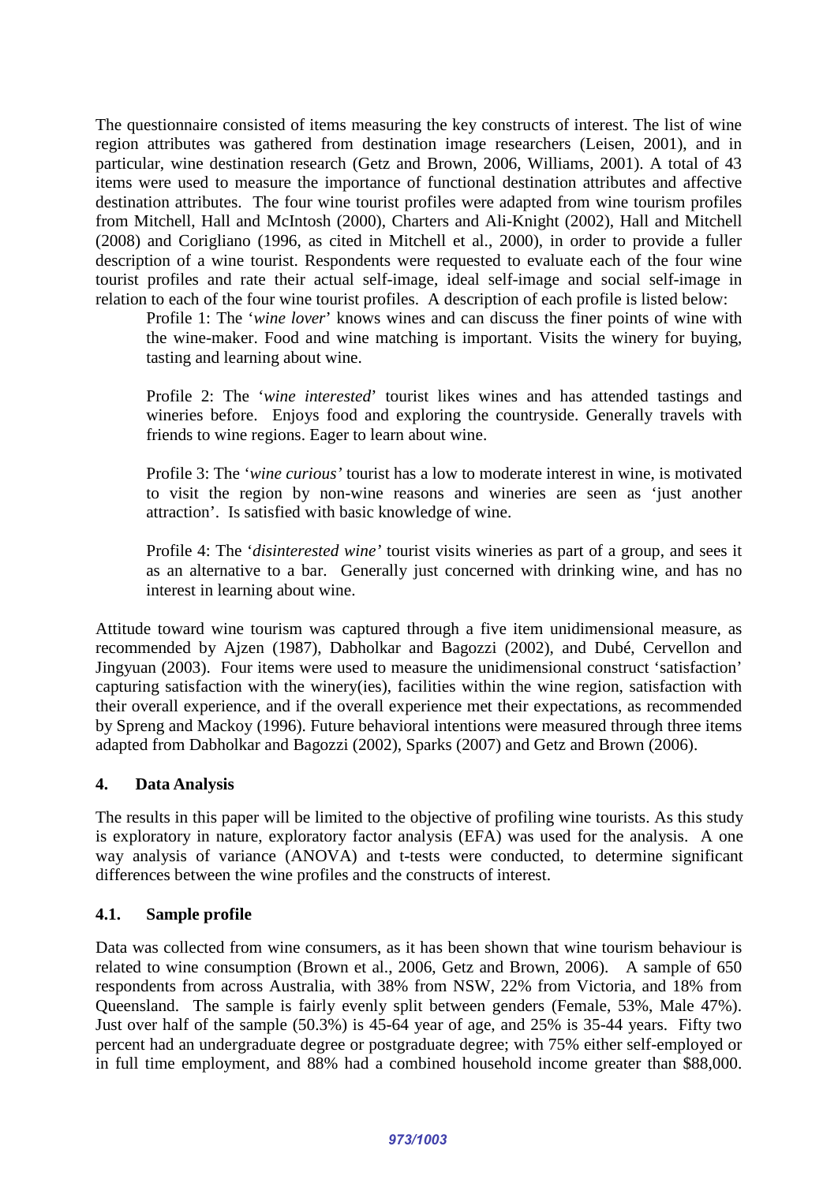The questionnaire consisted of items measuring the key constructs of interest. The list of wine region attributes was gathered from destination image researchers (Leisen, 2001), and in particular, wine destination research (Getz and Brown, 2006, Williams, 2001). A total of 43 items were used to measure the importance of functional destination attributes and affective destination attributes. The four wine tourist profiles were adapted from wine tourism profiles from Mitchell, Hall and McIntosh (2000), Charters and Ali-Knight (2002), Hall and Mitchell (2008) and Corigliano (1996, as cited in Mitchell et al., 2000), in order to provide a fuller description of a wine tourist. Respondents were requested to evaluate each of the four wine tourist profiles and rate their actual self-image, ideal self-image and social self-image in relation to each of the four wine tourist profiles. A description of each profile is listed below:

> Profile 1: The '*wine lover*' knows wines and can discuss the finer points of wine with the wine-maker. Food and wine matching is important. Visits the winery for buying, tasting and learning about wine.
>
> Profile 2: The '*wine interested*' tourist likes wines and has attended tastings and wineries before. Enjoys food and exploring the countryside. Generally travels with friends to wine regions. Eager to learn about wine.
>
> Profile 3: The '*wine curious'* tourist has a low to moderate interest in wine, is motivated to visit the region by non-wine reasons and wineries are seen as 'just another attraction'. Is satisfied with basic knowledge of wine.
>
> Profile 4: The '*disinterested wine'* tourist visits wineries as part of a group, and sees it as an alternative to a bar. Generally just concerned with drinking wine, and has no interest in learning about wine.

Attitude toward wine tourism was captured through a five item unidimensional measure, as recommended by Ajzen (1987), Dabholkar and Bagozzi (2002), and Dubé, Cervellon and Jingyuan (2003). Four items were used to measure the unidimensional construct 'satisfaction' capturing satisfaction with the winery(ies), facilities within the wine region, satisfaction with their overall experience, and if the overall experience met their expectations, as recommended by Spreng and Mackoy (1996). Future behavioral intentions were measured through three items adapted from Dabholkar and Bagozzi (2002), Sparks (2007) and Getz and Brown (2006).

## 4. Data Analysis

The results in this paper will be limited to the objective of profiling wine tourists. As this study is exploratory in nature, exploratory factor analysis (EFA) was used for the analysis. A one way analysis of variance (ANOVA) and t-tests were conducted, to determine significant differences between the wine profiles and the constructs of interest.

### 4.1. Sample profile

Data was collected from wine consumers, as it has been shown that wine tourism behaviour is related to wine consumption (Brown et al., 2006, Getz and Brown, 2006). A sample of 650 respondents from across Australia, with 38% from NSW, 22% from Victoria, and 18% from Queensland. The sample is fairly evenly split between genders (Female, 53%, Male 47%). Just over half of the sample (50.3%) is 45-64 year of age, and 25% is 35-44 years. Fifty two percent had an undergraduate degree or postgraduate degree; with 75% either self-employed or in full time employment, and 88% had a combined household income greater than $88,000.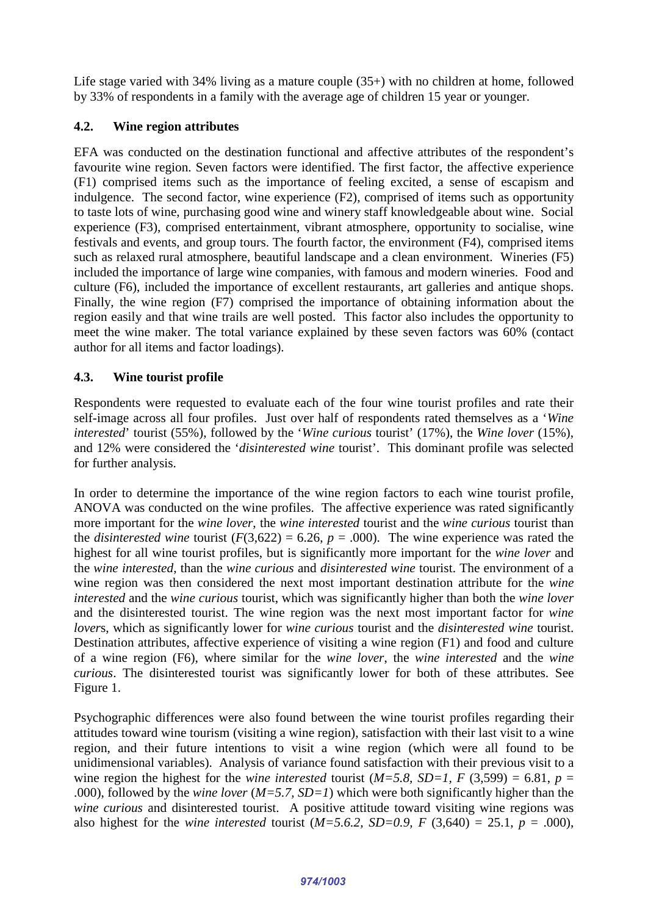Life stage varied with 34% living as a mature couple (35+) with no children at home, followed by 33% of respondents in a family with the average age of children 15 year or younger.

### 4.2. Wine region attributes

EFA was conducted on the destination functional and affective attributes of the respondent's favourite wine region. Seven factors were identified. The first factor, the affective experience (F1) comprised items such as the importance of feeling excited, a sense of escapism and indulgence. The second factor, wine experience (F2), comprised of items such as opportunity to taste lots of wine, purchasing good wine and winery staff knowledgeable about wine. Social experience (F3), comprised entertainment, vibrant atmosphere, opportunity to socialise, wine festivals and events, and group tours. The fourth factor, the environment (F4), comprised items such as relaxed rural atmosphere, beautiful landscape and a clean environment. Wineries (F5) included the importance of large wine companies, with famous and modern wineries. Food and culture (F6), included the importance of excellent restaurants, art galleries and antique shops. Finally, the wine region (F7) comprised the importance of obtaining information about the region easily and that wine trails are well posted. This factor also includes the opportunity to meet the wine maker. The total variance explained by these seven factors was 60% (contact author for all items and factor loadings).

### 4.3. Wine tourist profile

Respondents were requested to evaluate each of the four wine tourist profiles and rate their self-image across all four profiles. Just over half of respondents rated themselves as a '*Wine interested*' tourist (55%), followed by the '*Wine curious* tourist' (17%), the *Wine lover* (15%), and 12% were considered the '*disinterested wine* tourist'. This dominant profile was selected for further analysis.

In order to determine the importance of the wine region factors to each wine tourist profile, ANOVA was conducted on the wine profiles. The affective experience was rated significantly more important for the *wine lover*, the *wine interested* tourist and the *wine curious* tourist than the *disinterested wine* tourist ($F(3,622) = 6.26$, $p = .000$). The wine experience was rated the highest for all wine tourist profiles, but is significantly more important for the *wine lover* and the *wine interested*, than the *wine curious* and *disinterested wine* tourist. The environment of a wine region was then considered the next most important destination attribute for the *wine interested* and the *wine curious* tourist, which was significantly higher than both the *wine lover* and the disinterested tourist. The wine region was the next most important factor for *wine lovers*, which as significantly lower for *wine curious* tourist and the *disinterested wine* tourist. Destination attributes, affective experience of visiting a wine region (F1) and food and culture of a wine region (F6), where similar for the *wine lover*, the *wine interested* and the *wine curious*. The disinterested tourist was significantly lower for both of these attributes. See Figure 1.

Psychographic differences were also found between the wine tourist profiles regarding their attitudes toward wine tourism (visiting a wine region), satisfaction with their last visit to a wine region, and their future intentions to visit a wine region (which were all found to be unidimensional variables). Analysis of variance found satisfaction with their previous visit to a wine region the highest for the *wine interested* tourist ($M=5.8$, $SD=1$, $F(3,599) = 6.81$, $p = .000$), followed by the *wine lover* ($M=5.7$, $SD=1$) which were both significantly higher than the *wine curious* and disinterested tourist. A positive attitude toward visiting wine regions was also highest for the *wine interested* tourist ($M=5.6.2$, $SD=0.9$, $F(3,640) = 25.1$, $p = .000$),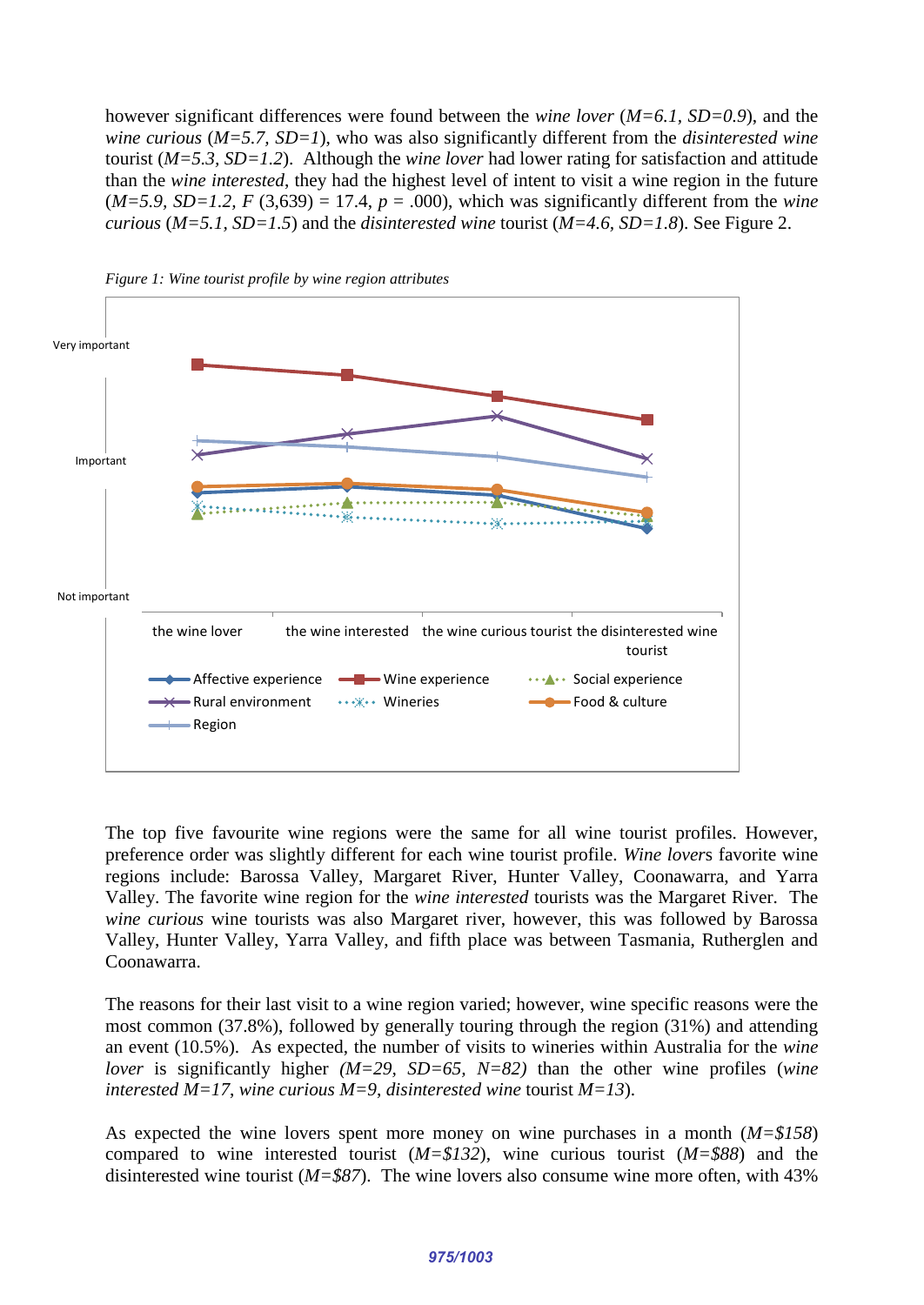however significant differences were found between the *wine lover* ($M=6.1$, $SD=0.9$), and the *wine curious* ($M=5.7$, $SD=1$), who was also significantly different from the *disinterested wine* tourist ($M=5.3$, $SD=1.2$). Although the *wine lover* had lower rating for satisfaction and attitude than the *wine interested*, they had the highest level of intent to visit a wine region in the future ($M=5.9$, $SD=1.2$, $F$ (3,639) = 17.4, $p$ = .000), which was significantly different from the *wine curious* ($M=5.1$, $SD=1.5$) and the *disinterested wine* tourist ($M=4.6$, $SD=1.8$). See Figure 2.

*Figure 1: Wine tourist profile by wine region attributes*

The top five favourite wine regions were the same for all wine tourist profiles. However, preference order was slightly different for each wine tourist profile. *Wine lover*s favorite wine regions include: Barossa Valley, Margaret River, Hunter Valley, Coonawarra, and Yarra Valley. The favorite wine region for the *wine interested* tourists was the Margaret River. The *wine curious* wine tourists was also Margaret river, however, this was followed by Barossa Valley, Hunter Valley, Yarra Valley, and fifth place was between Tasmania, Rutherglen and Coonawarra.

The reasons for their last visit to a wine region varied; however, wine specific reasons were the most common (37.8%), followed by generally touring through the region (31%) and attending an event (10.5%). As expected, the number of visits to wineries within Australia for the *wine lover* is significantly higher ($M=29$, $SD=65$, $N=82$) than the other wine profiles (*wine interested* $M=17$, *wine curious* $M=9$, *disinterested wine* tourist $M=13$).

As expected the wine lovers spent more money on wine purchases in a month ($M=\$158$) compared to wine interested tourist ($M=\$132$), wine curious tourist ($M=\$88$) and the disinterested wine tourist ($M=\$87$). The wine lovers also consume wine more often, with 43%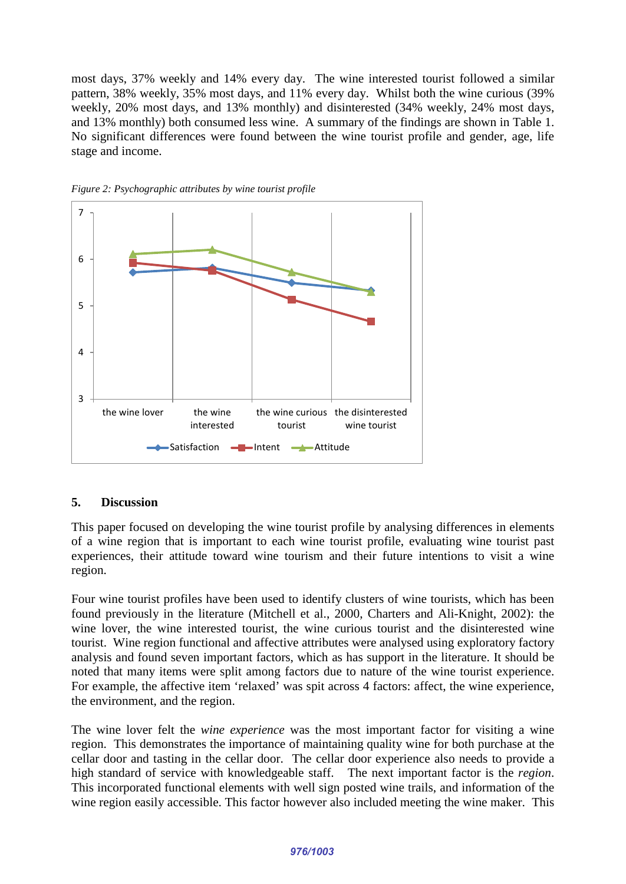most days, 37% weekly and 14% every day. The wine interested tourist followed a similar pattern, 38% weekly, 35% most days, and 11% every day. Whilst both the wine curious (39% weekly, 20% most days, and 13% monthly) and disinterested (34% weekly, 24% most days, and 13% monthly) both consumed less wine. A summary of the findings are shown in Table 1. No significant differences were found between the wine tourist profile and gender, age, life stage and income.

*Figure 2: Psychographic attributes by wine tourist profile*

## 5. Discussion

This paper focused on developing the wine tourist profile by analysing differences in elements of a wine region that is important to each wine tourist profile, evaluating wine tourist past experiences, their attitude toward wine tourism and their future intentions to visit a wine region.

Four wine tourist profiles have been used to identify clusters of wine tourists, which has been found previously in the literature (Mitchell et al., 2000, Charters and Ali-Knight, 2002): the wine lover, the wine interested tourist, the wine curious tourist and the disinterested wine tourist. Wine region functional and affective attributes were analysed using exploratory factory analysis and found seven important factors, which as has support in the literature. It should be noted that many items were split among factors due to nature of the wine tourist experience. For example, the affective item 'relaxed' was spit across 4 factors: affect, the wine experience, the environment, and the region.

The wine lover felt the *wine experience* was the most important factor for visiting a wine region. This demonstrates the importance of maintaining quality wine for both purchase at the cellar door and tasting in the cellar door. The cellar door experience also needs to provide a high standard of service with knowledgeable staff. The next important factor is the *region*. This incorporated functional elements with well sign posted wine trails, and information of the wine region easily accessible. This factor however also included meeting the wine maker. This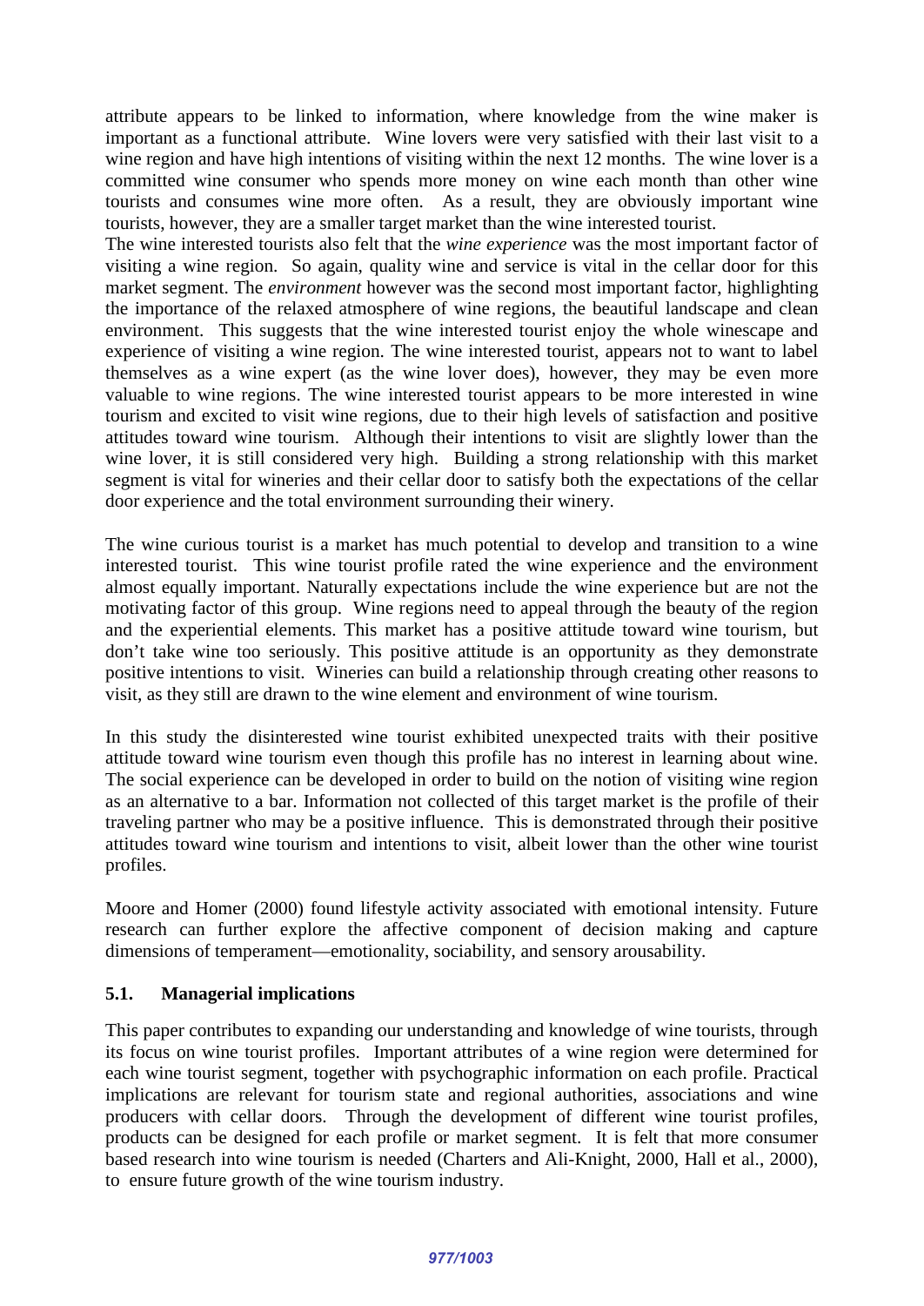attribute appears to be linked to information, where knowledge from the wine maker is important as a functional attribute. Wine lovers were very satisfied with their last visit to a wine region and have high intentions of visiting within the next 12 months. The wine lover is a committed wine consumer who spends more money on wine each month than other wine tourists and consumes wine more often. As a result, they are obviously important wine tourists, however, they are a smaller target market than the wine interested tourist.
The wine interested tourists also felt that the *wine experience* was the most important factor of visiting a wine region. So again, quality wine and service is vital in the cellar door for this market segment. The *environment* however was the second most important factor, highlighting the importance of the relaxed atmosphere of wine regions, the beautiful landscape and clean environment. This suggests that the wine interested tourist enjoy the whole winescape and experience of visiting a wine region. The wine interested tourist, appears not to want to label themselves as a wine expert (as the wine lover does), however, they may be even more valuable to wine regions. The wine interested tourist appears to be more interested in wine tourism and excited to visit wine regions, due to their high levels of satisfaction and positive attitudes toward wine tourism. Although their intentions to visit are slightly lower than the wine lover, it is still considered very high. Building a strong relationship with this market segment is vital for wineries and their cellar door to satisfy both the expectations of the cellar door experience and the total environment surrounding their winery.

The wine curious tourist is a market has much potential to develop and transition to a wine interested tourist. This wine tourist profile rated the wine experience and the environment almost equally important. Naturally expectations include the wine experience but are not the motivating factor of this group. Wine regions need to appeal through the beauty of the region and the experiential elements. This market has a positive attitude toward wine tourism, but don't take wine too seriously. This positive attitude is an opportunity as they demonstrate positive intentions to visit. Wineries can build a relationship through creating other reasons to visit, as they still are drawn to the wine element and environment of wine tourism.

In this study the disinterested wine tourist exhibited unexpected traits with their positive attitude toward wine tourism even though this profile has no interest in learning about wine. The social experience can be developed in order to build on the notion of visiting wine region as an alternative to a bar. Information not collected of this target market is the profile of their traveling partner who may be a positive influence. This is demonstrated through their positive attitudes toward wine tourism and intentions to visit, albeit lower than the other wine tourist profiles.

Moore and Homer (2000) found lifestyle activity associated with emotional intensity. Future research can further explore the affective component of decision making and capture dimensions of temperament—emotionality, sociability, and sensory arousability.

### 5.1. Managerial implications

This paper contributes to expanding our understanding and knowledge of wine tourists, through its focus on wine tourist profiles. Important attributes of a wine region were determined for each wine tourist segment, together with psychographic information on each profile. Practical implications are relevant for tourism state and regional authorities, associations and wine producers with cellar doors. Through the development of different wine tourist profiles, products can be designed for each profile or market segment. It is felt that more consumer based research into wine tourism is needed (Charters and Ali-Knight, 2000, Hall et al., 2000), to ensure future growth of the wine tourism industry.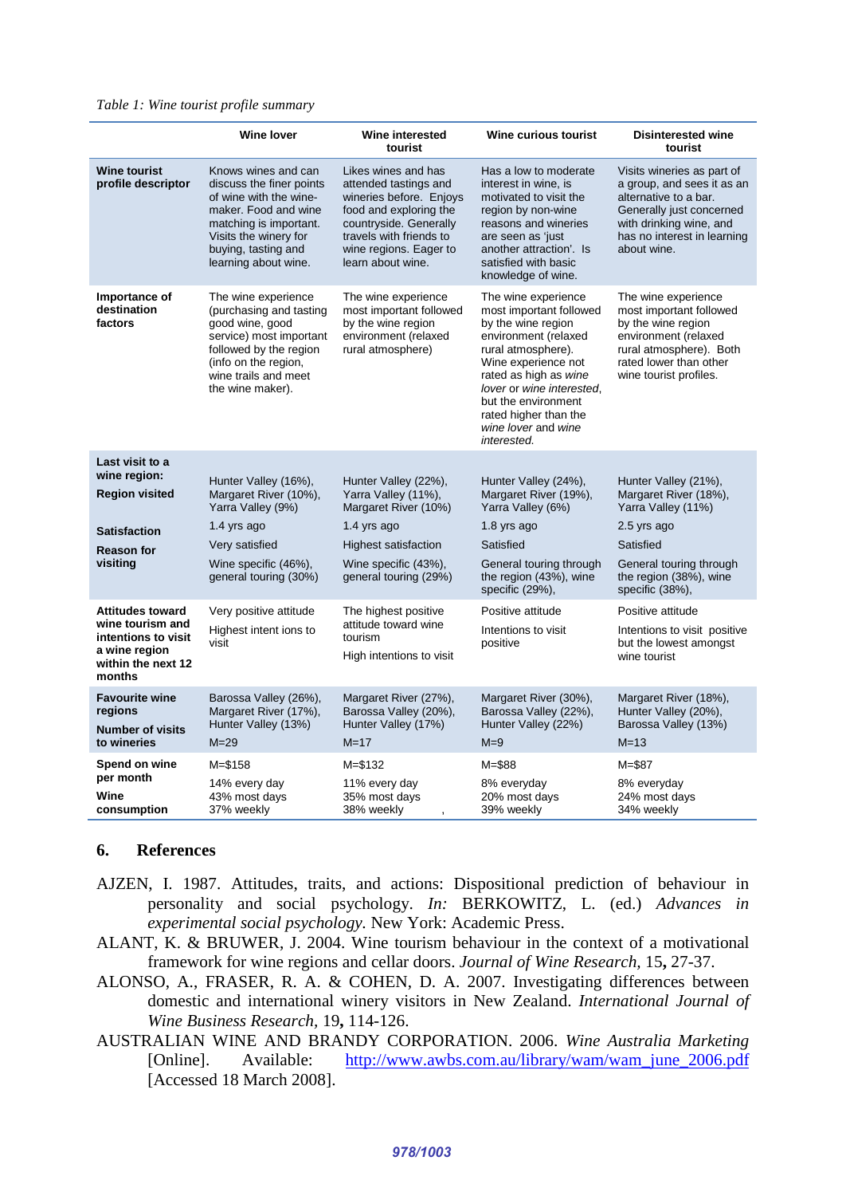*Table 1: Wine tourist profile summary*

| | Wine lover | Wine interested tourist | Wine curious tourist | Disinterested wine tourist |
|---|---|---|---|---|
| **Wine tourist profile descriptor** | Knows wines and can discuss the finer points of wine with the wine-maker. Food and wine matching is important. Visits the winery for buying, tasting and learning about wine. | Likes wines and has attended tastings and wineries before. Enjoys food and exploring the countryside. Generally travels with friends to wine regions. Eager to learn about wine. | Has a low to moderate interest in wine, is motivated to visit the region by non-wine reasons and wineries are seen as 'just another attraction'. Is satisfied with basic knowledge of wine. | Visits wineries as part of a group, and sees it as an alternative to a bar. Generally just concerned with drinking wine, and has no interest in learning about wine. |
| **Importance of destination factors** | The wine experience (purchasing and tasting good wine, good service) most important followed by the region (info on the region, wine trails and meet the wine maker). | The wine experience most important followed by the wine region environment (relaxed rural atmosphere) | The wine experience most important followed by the wine region environment (relaxed rural atmosphere). Wine experience not rated as high as *wine lover* or *wine interested*, but the environment rated higher than the *wine lover* and *wine interested.* | The wine experience most important followed by the wine region environment (relaxed rural atmosphere). Both rated lower than other wine tourist profiles. |
| **Last visit to a wine region:** **Region visited** | Hunter Valley (16%), Margaret River (10%), Yarra Valley (9%) | Hunter Valley (22%), Yarra Valley (11%), Margaret River (10%) | Hunter Valley (24%), Margaret River (19%), Yarra Valley (6%) | Hunter Valley (21%), Margaret River (18%), Yarra Valley (11%) |
| | 1.4 yrs ago | 1.4 yrs ago | 1.8 yrs ago | 2.5 yrs ago |
| **Satisfaction** | Very satisfied | Highest satisfaction | Satisfied | Satisfied |
| **Reason for visiting** | Wine specific (46%), general touring (30%) | Wine specific (43%), general touring (29%) | General touring through the region (43%), wine specific (29%), | General touring through the region (38%), wine specific (38%), |
| **Attitudes toward wine tourism and intentions to visit a wine region within the next 12 months** | Very positive attitude<br>Highest intent ions to visit | The highest positive attitude toward wine tourism<br>High intentions to visit | Positive attitude<br>Intentions to visit positive | Positive attitude<br>Intentions to visit positive but the lowest amongst wine tourist |
| **Favourite wine regions** | Barossa Valley (26%), Margaret River (17%), Hunter Valley (13%) | Margaret River (27%), Barossa Valley (20%), Hunter Valley (17%) | Margaret River (30%), Barossa Valley (22%), Hunter Valley (22%) | Margaret River (18%), Hunter Valley (20%), Barossa Valley (13%) |
| **Number of visits to wineries** | M=29 | M=17 | M=9 | M=13 |
| **Spend on wine per month** | M=$158 | M=$132 | M=$88 | M=$87 |
| **Wine consumption** | 14% every day<br>43% most days<br>37% weekly | 11% every day<br>35% most days<br>38% weekly | 8% everyday<br>20% most days<br>39% weekly | 8% everyday<br>24% most days<br>34% weekly |

## 6. References

AJZEN, I. 1987. Attitudes, traits, and actions: Dispositional prediction of behaviour in personality and social psychology. *In:* BERKOWITZ, L. (ed.) *Advances in experimental social psychology.* New York: Academic Press.

ALANT, K. & BRUWER, J. 2004. Wine tourism behaviour in the context of a motivational framework for wine regions and cellar doors. *Journal of Wine Research,* 15**,** 27-37.

ALONSO, A., FRASER, R. A. & COHEN, D. A. 2007. Investigating differences between domestic and international winery visitors in New Zealand. *International Journal of Wine Business Research,* 19**,** 114-126.

AUSTRALIAN WINE AND BRANDY CORPORATION. 2006. *Wine Australia Marketing* [Online]. Available: http://www.awbs.com.au/library/wam/wam_june_2006.pdf [Accessed 18 March 2008].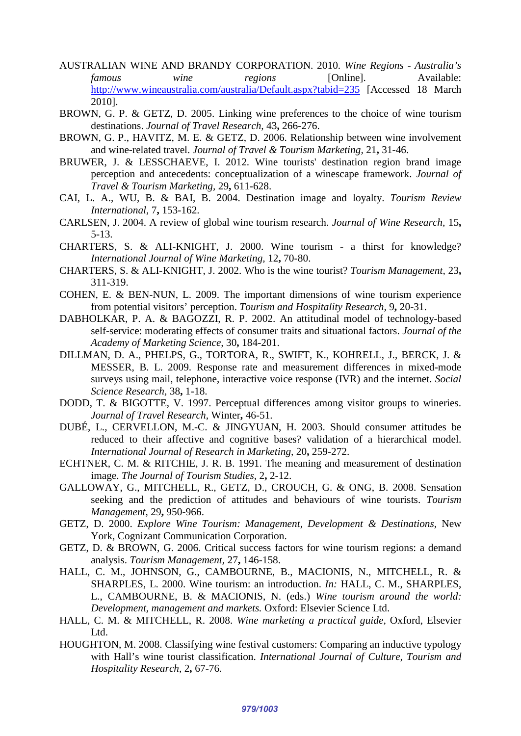AUSTRALIAN WINE AND BRANDY CORPORATION. 2010. *Wine Regions - Australia's famous wine regions* [Online]. Available: http://www.wineaustralia.com/australia/Default.aspx?tabid=235 [Accessed 18 March 2010].

BROWN, G. P. & GETZ, D. 2005. Linking wine preferences to the choice of wine tourism destinations. *Journal of Travel Research,* 43**,** 266-276.

BROWN, G. P., HAVITZ, M. E. & GETZ, D. 2006. Relationship between wine involvement and wine-related travel. *Journal of Travel & Tourism Marketing,* 21**,** 31-46.

BRUWER, J. & LESSCHAEVE, I. 2012. Wine tourists' destination region brand image perception and antecedents: conceptualization of a winescape framework. *Journal of Travel & Tourism Marketing,* 29**,** 611-628.

CAI, L. A., WU, B. & BAI, B. 2004. Destination image and loyalty. *Tourism Review International,* 7**,** 153-162.

CARLSEN, J. 2004. A review of global wine tourism research. *Journal of Wine Research,* 15**,** 5-13.

CHARTERS, S. & ALI-KNIGHT, J. 2000. Wine tourism - a thirst for knowledge? *International Journal of Wine Marketing,* 12**,** 70-80.

CHARTERS, S. & ALI-KNIGHT, J. 2002. Who is the wine tourist? *Tourism Management,* 23**,** 311-319.

COHEN, E. & BEN-NUN, L. 2009. The important dimensions of wine tourism experience from potential visitors' perception. *Tourism and Hospitality Research,* 9**,** 20-31.

DABHOLKAR, P. A. & BAGOZZI, R. P. 2002. An attitudinal model of technology-based self-service: moderating effects of consumer traits and situational factors. *Journal of the Academy of Marketing Science,* 30**,** 184-201.

DILLMAN, D. A., PHELPS, G., TORTORA, R., SWIFT, K., KOHRELL, J., BERCK, J. & MESSER, B. L. 2009. Response rate and measurement differences in mixed-mode surveys using mail, telephone, interactive voice response (IVR) and the internet. *Social Science Research,* 38**,** 1-18.

DODD, T. & BIGOTTE, V. 1997. Perceptual differences among visitor groups to wineries. *Journal of Travel Research,* Winter**,** 46-51.

DUBÉ, L., CERVELLON, M.-C. & JINGYUAN, H. 2003. Should consumer attitudes be reduced to their affective and cognitive bases? validation of a hierarchical model. *International Journal of Research in Marketing,* 20**,** 259-272.

ECHTNER, C. M. & RITCHIE, J. R. B. 1991. The meaning and measurement of destination image. *The Journal of Tourism Studies,* 2**,** 2-12.

GALLOWAY, G., MITCHELL, R., GETZ, D., CROUCH, G. & ONG, B. 2008. Sensation seeking and the prediction of attitudes and behaviours of wine tourists. *Tourism Management,* 29**,** 950-966.

GETZ, D. 2000. *Explore Wine Tourism: Management, Development & Destinations,* New York, Cognizant Communication Corporation.

GETZ, D. & BROWN, G. 2006. Critical success factors for wine tourism regions: a demand analysis. *Tourism Management,* 27**,** 146-158.

HALL, C. M., JOHNSON, G., CAMBOURNE, B., MACIONIS, N., MITCHELL, R. & SHARPLES, L. 2000. Wine tourism: an introduction. *In:* HALL, C. M., SHARPLES, L., CAMBOURNE, B. & MACIONIS, N. (eds.) *Wine tourism around the world: Development, management and markets.* Oxford: Elsevier Science Ltd.

HALL, C. M. & MITCHELL, R. 2008. *Wine marketing a practical guide,* Oxford, Elsevier Ltd.

HOUGHTON, M. 2008. Classifying wine festival customers: Comparing an inductive typology with Hall's wine tourist classification. *International Journal of Culture, Tourism and Hospitality Research,* 2**,** 67-76.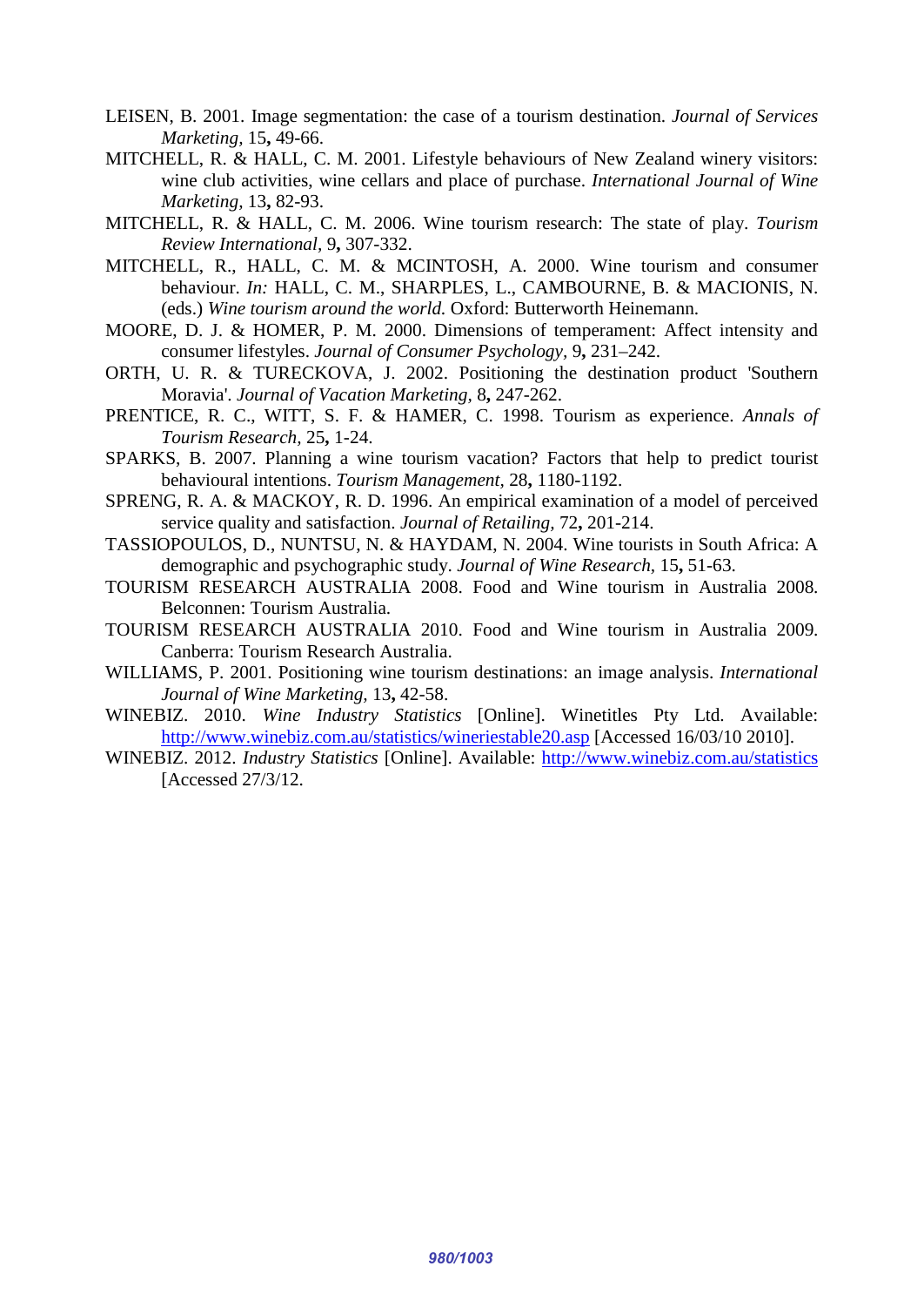LEISEN, B. 2001. Image segmentation: the case of a tourism destination. *Journal of Services Marketing,* 15**,** 49-66.

MITCHELL, R. & HALL, C. M. 2001. Lifestyle behaviours of New Zealand winery visitors: wine club activities, wine cellars and place of purchase. *International Journal of Wine Marketing,* 13**,** 82-93.

MITCHELL, R. & HALL, C. M. 2006. Wine tourism research: The state of play. *Tourism Review International,* 9**,** 307-332.

MITCHELL, R., HALL, C. M. & MCINTOSH, A. 2000. Wine tourism and consumer behaviour. *In:* HALL, C. M., SHARPLES, L., CAMBOURNE, B. & MACIONIS, N. (eds.) *Wine tourism around the world.* Oxford: Butterworth Heinemann.

MOORE, D. J. & HOMER, P. M. 2000. Dimensions of temperament: Affect intensity and consumer lifestyles. *Journal of Consumer Psychology,* 9**,** 231–242.

ORTH, U. R. & TURECKOVA, J. 2002. Positioning the destination product 'Southern Moravia'. *Journal of Vacation Marketing,* 8**,** 247-262.

PRENTICE, R. C., WITT, S. F. & HAMER, C. 1998. Tourism as experience. *Annals of Tourism Research,* 25**,** 1-24.

SPARKS, B. 2007. Planning a wine tourism vacation? Factors that help to predict tourist behavioural intentions. *Tourism Management,* 28**,** 1180-1192.

SPRENG, R. A. & MACKOY, R. D. 1996. An empirical examination of a model of perceived service quality and satisfaction. *Journal of Retailing,* 72**,** 201-214.

TASSIOPOULOS, D., NUNTSU, N. & HAYDAM, N. 2004. Wine tourists in South Africa: A demographic and psychographic study. *Journal of Wine Research,* 15**,** 51-63.

TOURISM RESEARCH AUSTRALIA 2008. Food and Wine tourism in Australia 2008. Belconnen: Tourism Australia.

TOURISM RESEARCH AUSTRALIA 2010. Food and Wine tourism in Australia 2009. Canberra: Tourism Research Australia.

WILLIAMS, P. 2001. Positioning wine tourism destinations: an image analysis. *International Journal of Wine Marketing,* 13**,** 42-58.

WINEBIZ. 2010. *Wine Industry Statistics* [Online]. Winetitles Pty Ltd. Available: http://www.winebiz.com.au/statistics/wineriestable20.asp [Accessed 16/03/10 2010].

WINEBIZ. 2012. *Industry Statistics* [Online]. Available: http://www.winebiz.com.au/statistics [Accessed 27/3/12.